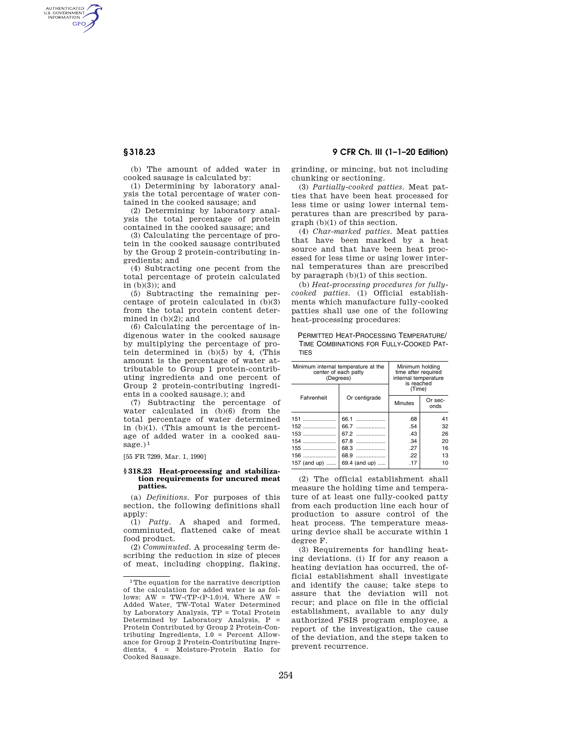(b) The amount of added water in cooked sausage is calculated by:

(1) Determining by laboratory analysis the total percentage of water contained in the cooked sausage; and

(2) Determining by laboratory analysis the total percentage of protein contained in the cooked sausage; and

(3) Calculating the percentage of protein in the cooked sausage contributed by the Group 2 protein-contributing ingredients; and

(4) Subtracting one pecent from the total percentage of protein calculated in (b)(3)); and

(5) Subtracting the remaining percentage of protein calculated in (b)(3) from the total protein content determined in (b)(2); and

(6) Calculating the percentage of indigenous water in the cooked sausage by multiplying the percentage of protein determined in (b)(5) by 4, (This amount is the percentage of water attributable to Group 1 protein-contributing ingredients and one percent of Group 2 protein-contributing ingredients in a cooked sausage.); and

(7) Subtracting the percentage of water calculated in (b)(6) from the total percentage of water determined in (b)(1). (This amount is the percentage of added water in a cooked sausage.)[1]

[55 FR 7299, Mar. 1, 1990]

## § 318.23 Heat-processing and stabilization requirements for uncured meat patties.

(a) *Definitions.* For purposes of this section, the following definitions shall apply:

(1) *Patty.* A shaped and formed, comminuted, flattened cake of meat food product.

(2) *Comminuted.* A processing term describing the reduction in size of pieces of meat, including chopping, flaking, grinding, or mincing, but not including chunking or sectioning.

(3) *Partially-cooked patties.* Meat patties that have been heat processed for less time or using lower internal temperatures than are prescribed by paragraph (b)(1) of this section.

(4) *Char-marked patties.* Meat patties that have been marked by a heat source and that have been heat processed for less time or using lower internal temperatures than are prescribed by paragraph (b)(1) of this section.

(b) *Heat-processing procedures for fully-cooked patties.* (1) Official establishments which manufacture fully-cooked patties shall use one of the following heat-processing procedures:

PERMITTED HEAT-PROCESSING TEMPERATURE/TIME COMBINATIONS FOR FULLY-COOKED PATTIES

| Minimum internal temperature at the center of each patty (Degrees) | | Minimum holding time after required internal temperature is reached (Time) | |
|---|---|---|---|
| Fahrenheit | Or centigrade | Minutes | Or seconds |
| 151 | 66.1 | .68 | 41 |
| 152 | 66.7 | .54 | 32 |
| 153 | 67.2 | .43 | 26 |
| 154 | 67.8 | .34 | 20 |
| 155 | 68.3 | .27 | 16 |
| 156 | 68.9 | .22 | 13 |
| 157 (and up) | 69.4 (and up) | .17 | 10 |

(2) The official establishment shall measure the holding time and temperature of at least one fully-cooked patty from each production line each hour of production to assure control of the heat process. The temperature measuring device shall be accurate within 1 degree F.

(3) Requirements for handling heating deviations. (i) If for any reason a heating deviation has occurred, the official establishment shall investigate and identify the cause; take steps to assure that the deviation will not recur; and place on file in the official establishment, available to any duly authorized FSIS program employee, a report of the investigation, the cause of the deviation, and the steps taken to prevent recurrence.

---

[1] The equation for the narrative description of the calculation for added water is as follows: AW = TW-(TP-(P-1.0))4, Where AW = Added Water, TW-Total Water Determined by Laboratory Analysis, TP = Total Protein Determined by Laboratory Analysis, P = Protein Contributed by Group 2 Protein-Contributing Ingredients, 1.0 = Percent Allowance for Group 2 Protein-Contributing Ingredients, 4 = Moisture-Protein Ratio for Cooked Sausage.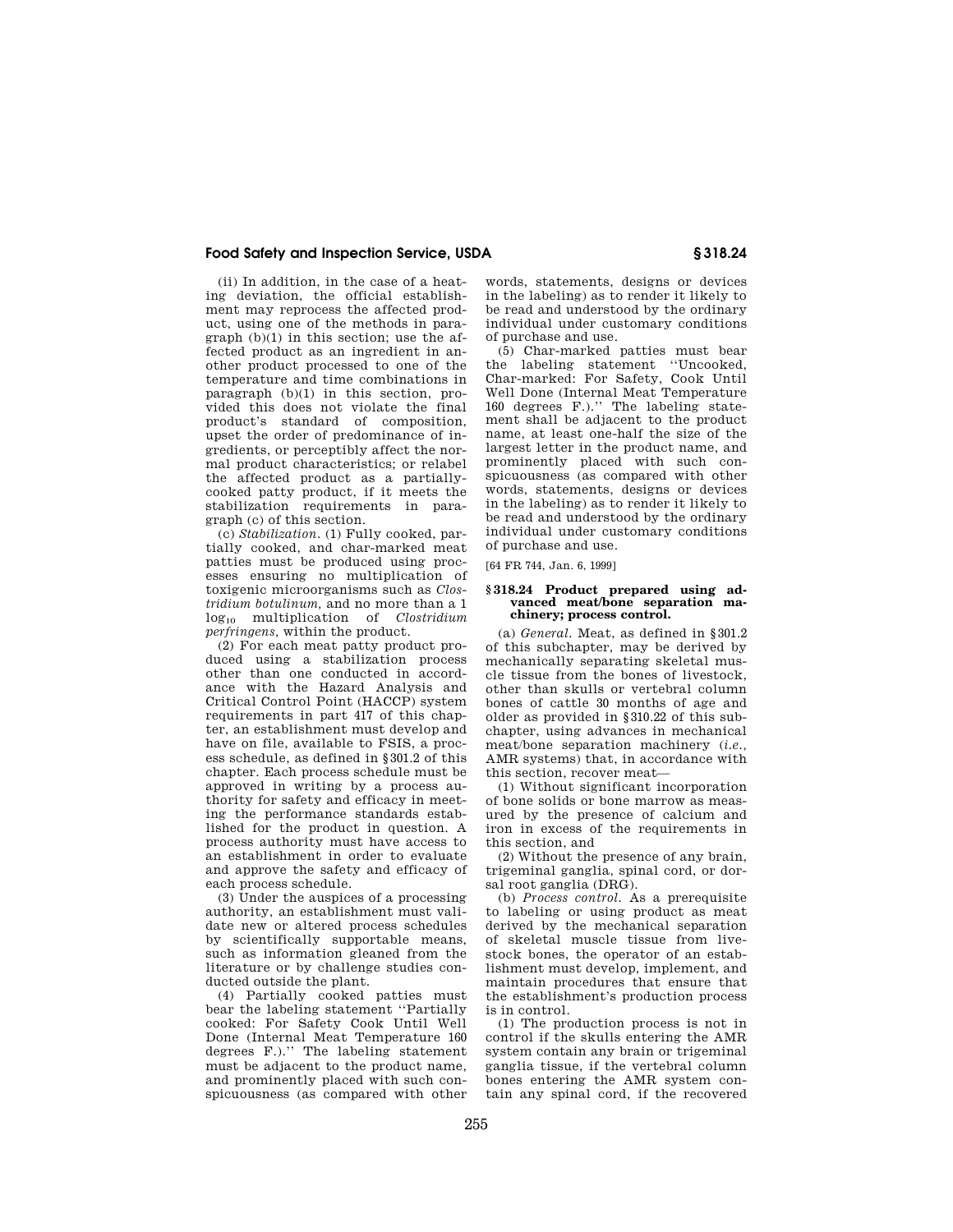(ii) In addition, in the case of a heating deviation, the official establishment may reprocess the affected product, using one of the methods in paragraph (b)(1) in this section; use the affected product as an ingredient in another product processed to one of the temperature and time combinations in paragraph (b)(1) in this section, provided this does not violate the final product's standard of composition, upset the order of predominance of ingredients, or perceptibly affect the normal product characteristics; or relabel the affected product as a partially-cooked patty product, if it meets the stabilization requirements in paragraph (c) of this section.

(c) *Stabilization.* (1) Fully cooked, partially cooked, and char-marked meat patties must be produced using processes ensuring no multiplication of toxigenic microorganisms such as *Clostridium botulinum,* and no more than a 1 $\log_{10}$ multiplication of *Clostridium perfringens,* within the product.

(2) For each meat patty product produced using a stabilization process other than one conducted in accordance with the Hazard Analysis and Critical Control Point (HACCP) system requirements in part 417 of this chapter, an establishment must develop and have on file, available to FSIS, a process schedule, as defined in §301.2 of this chapter. Each process schedule must be approved in writing by a process authority for safety and efficacy in meeting the performance standards established for the product in question. A process authority must have access to an establishment in order to evaluate and approve the safety and efficacy of each process schedule.

(3) Under the auspices of a processing authority, an establishment must validate new or altered process schedules by scientifically supportable means, such as information gleaned from the literature or by challenge studies conducted outside the plant.

(4) Partially cooked patties must bear the labeling statement ''Partially cooked: For Safety Cook Until Well Done (Internal Meat Temperature 160 degrees F.).'' The labeling statement must be adjacent to the product name, and prominently placed with such conspicuousness (as compared with other words, statements, designs or devices in the labeling) as to render it likely to be read and understood by the ordinary individual under customary conditions of purchase and use.

(5) Char-marked patties must bear the labeling statement ''Uncooked, Char-marked: For Safety, Cook Until Well Done (Internal Meat Temperature 160 degrees F.).'' The labeling statement shall be adjacent to the product name, at least one-half the size of the largest letter in the product name, and prominently placed with such conspicuousness (as compared with other words, statements, designs or devices in the labeling) as to render it likely to be read and understood by the ordinary individual under customary conditions of purchase and use.

[64 FR 744, Jan. 6, 1999]

### §318.24 Product prepared using advanced meat/bone separation machinery; process control.

(a) *General.* Meat, as defined in §301.2 of this subchapter, may be derived by mechanically separating skeletal muscle tissue from the bones of livestock, other than skulls or vertebral column bones of cattle 30 months of age and older as provided in §310.22 of this subchapter, using advances in mechanical meat/bone separation machinery (*i.e.,* AMR systems) that, in accordance with this section, recover meat—

(1) Without significant incorporation of bone solids or bone marrow as measured by the presence of calcium and iron in excess of the requirements in this section, and

(2) Without the presence of any brain, trigeminal ganglia, spinal cord, or dorsal root ganglia (DRG).

(b) *Process control.* As a prerequisite to labeling or using product as meat derived by the mechanical separation of skeletal muscle tissue from livestock bones, the operator of an establishment must develop, implement, and maintain procedures that ensure that the establishment's production process is in control.

(1) The production process is not in control if the skulls entering the AMR system contain any brain or trigeminal ganglia tissue, if the vertebral column bones entering the AMR system contain any spinal cord, if the recovered